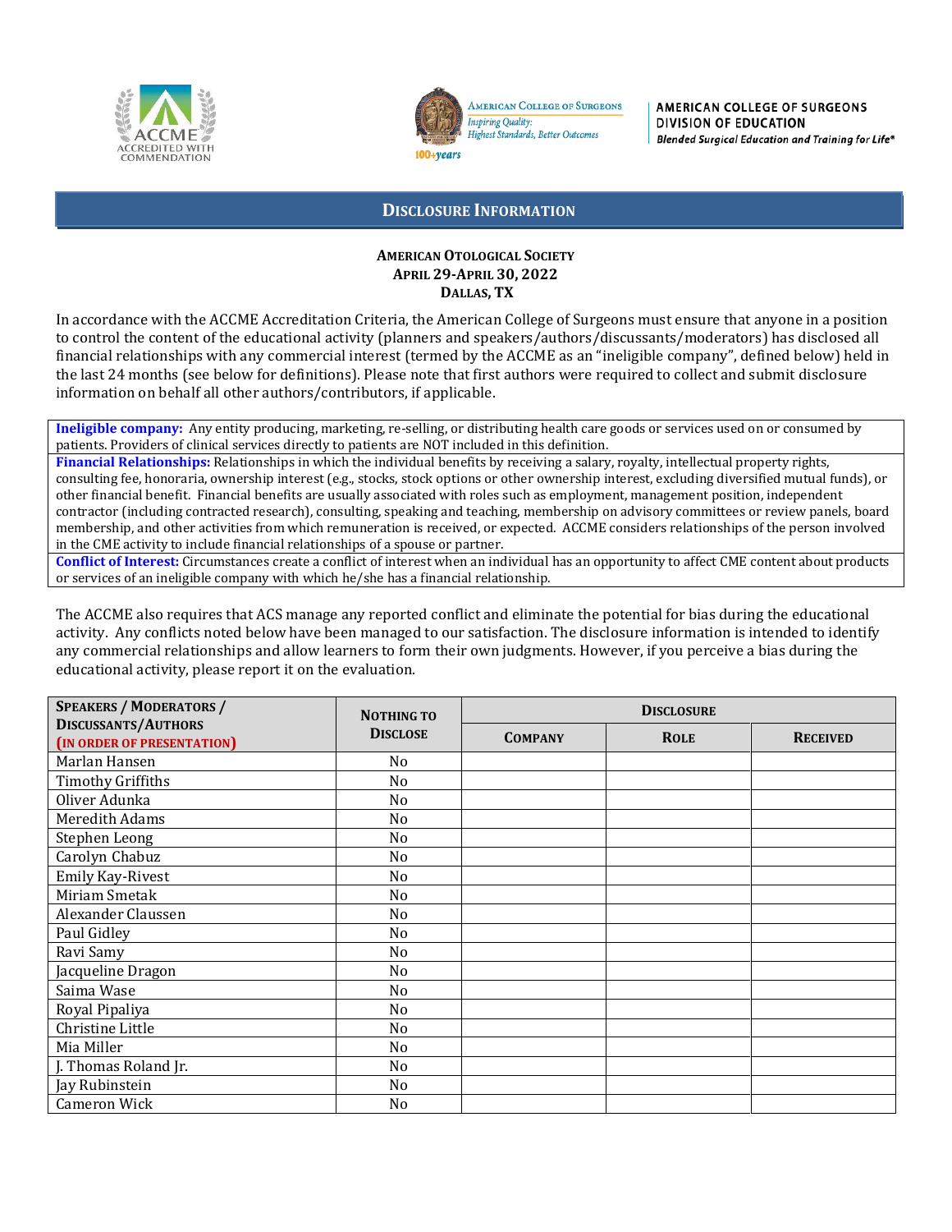AMERICAN COLLEGE OF SURGEONS
DIVISION OF EDUCATION
*Blended Surgical Education and Training for Life®*

# DISCLOSURE INFORMATION

**AMERICAN OTOLOGICAL SOCIETY**
**APRIL 29-APRIL 30, 2022**
**DALLAS, TX**

In accordance with the ACCME Accreditation Criteria, the American College of Surgeons must ensure that anyone in a position to control the content of the educational activity (planners and speakers/authors/discussants/moderators) has disclosed all financial relationships with any commercial interest (termed by the ACCME as an "ineligible company", defined below) held in the last 24 months (see below for definitions). Please note that first authors were required to collect and submit disclosure information on behalf all other authors/contributors, if applicable.

**Ineligible company:** Any entity producing, marketing, re-selling, or distributing health care goods or services used on or consumed by patients. Providers of clinical services directly to patients are NOT included in this definition.

**Financial Relationships:** Relationships in which the individual benefits by receiving a salary, royalty, intellectual property rights, consulting fee, honoraria, ownership interest (e.g., stocks, stock options or other ownership interest, excluding diversified mutual funds), or other financial benefit. Financial benefits are usually associated with roles such as employment, management position, independent contractor (including contracted research), consulting, speaking and teaching, membership on advisory committees or review panels, board membership, and other activities from which remuneration is received, or expected. ACCME considers relationships of the person involved in the CME activity to include financial relationships of a spouse or partner.

**Conflict of Interest:** Circumstances create a conflict of interest when an individual has an opportunity to affect CME content about products or services of an ineligible company with which he/she has a financial relationship.

The ACCME also requires that ACS manage any reported conflict and eliminate the potential for bias during the educational activity. Any conflicts noted below have been managed to our satisfaction. The disclosure information is intended to identify any commercial relationships and allow learners to form their own judgments. However, if you perceive a bias during the educational activity, please report it on the evaluation.

| SPEAKERS / MODERATORS / DISCUSSANTS/AUTHORS (IN ORDER OF PRESENTATION) | NOTHING TO DISCLOSE | DISCLOSURE | | |
|---|---|---|---|---|
| | | COMPANY | ROLE | RECEIVED |
| Marlan Hansen | No | | | |
| Timothy Griffiths | No | | | |
| Oliver Adunka | No | | | |
| Meredith Adams | No | | | |
| Stephen Leong | No | | | |
| Carolyn Chabuz | No | | | |
| Emily Kay-Rivest | No | | | |
| Miriam Smetak | No | | | |
| Alexander Claussen | No | | | |
| Paul Gidley | No | | | |
| Ravi Samy | No | | | |
| Jacqueline Dragon | No | | | |
| Saima Wase | No | | | |
| Royal Pipaliya | No | | | |
| Christine Little | No | | | |
| Mia Miller | No | | | |
| J. Thomas Roland Jr. | No | | | |
| Jay Rubinstein | No | | | |
| Cameron Wick | No | | | |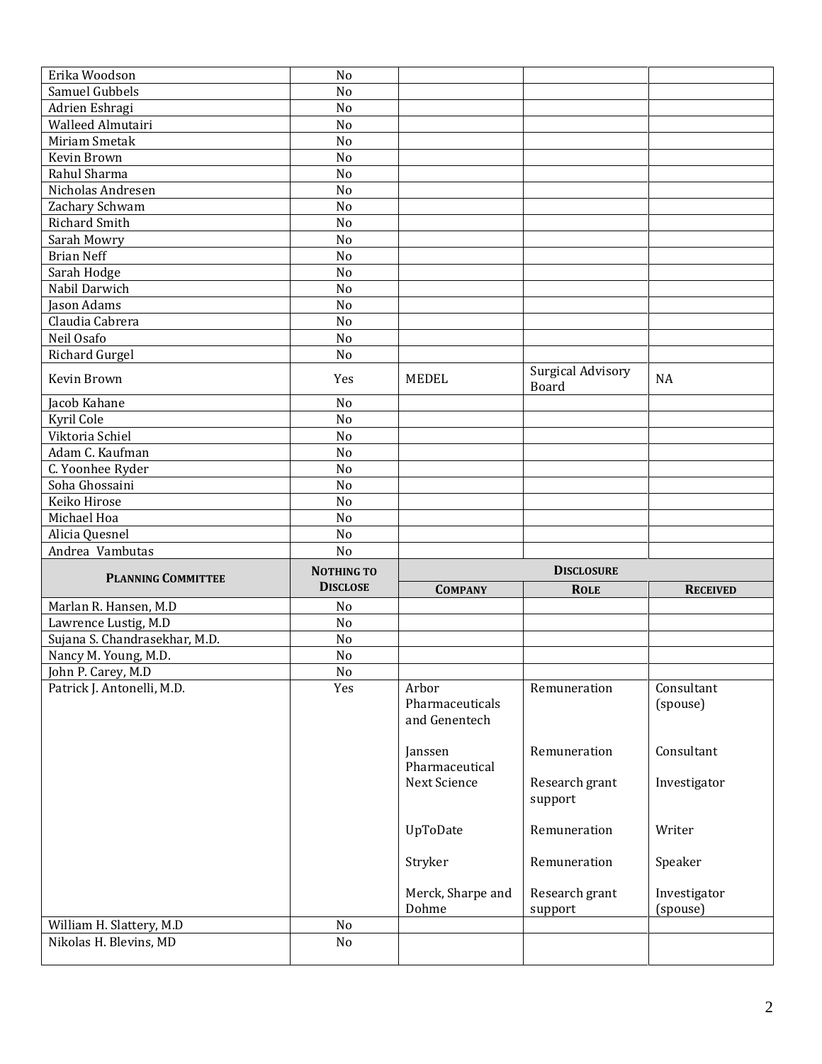| | | | | |
|---|---|---|---|---|
| Erika Woodson | No | | | |
| Samuel Gubbels | No | | | |
| Adrien Eshragi | No | | | |
| Walleed Almutairi | No | | | |
| Miriam Smetak | No | | | |
| Kevin Brown | No | | | |
| Rahul Sharma | No | | | |
| Nicholas Andresen | No | | | |
| Zachary Schwam | No | | | |
| Richard Smith | No | | | |
| Sarah Mowry | No | | | |
| Brian Neff | No | | | |
| Sarah Hodge | No | | | |
| Nabil Darwich | No | | | |
| Jason Adams | No | | | |
| Claudia Cabrera | No | | | |
| Neil Osafo | No | | | |
| Richard Gurgel | No | | | |
| Kevin Brown | Yes | MEDEL | Surgical Advisory Board | NA |
| Jacob Kahane | No | | | |
| Kyril Cole | No | | | |
| Viktoria Schiel | No | | | |
| Adam C. Kaufman | No | | | |
| C. Yoonhee Ryder | No | | | |
| Soha Ghossaini | No | | | |
| Keiko Hirose | No | | | |
| Michael Hoa | No | | | |
| Alicia Quesnel | No | | | |
| Andrea Vambutas | No | | | |
| **PLANNING COMMITTEE** | **NOTHING TO DISCLOSE** | **DISCLOSURE** | | |
| | | **COMPANY** | **ROLE** | **RECEIVED** |
| Marlan R. Hansen, M.D | No | | | |
| Lawrence Lustig, M.D | No | | | |
| Sujana S. Chandrasekhar, M.D. | No | | | |
| Nancy M. Young, M.D. | No | | | |
| John P. Carey, M.D | No | | | |
| Patrick J. Antonelli, M.D. | Yes | Arbor Pharmaceuticals and Genentech | Remuneration | Consultant (spouse) |
| | | Janssen Pharmaceutical | Remuneration | Consultant |
| | | Next Science | Research grant support | Investigator |
| | | UpToDate | Remuneration | Writer |
| | | Stryker | Remuneration | Speaker |
| | | Merck, Sharpe and Dohme | Research grant support | Investigator (spouse) |
| William H. Slattery, M.D | No | | | |
| Nikolas H. Blevins, MD | No | | | |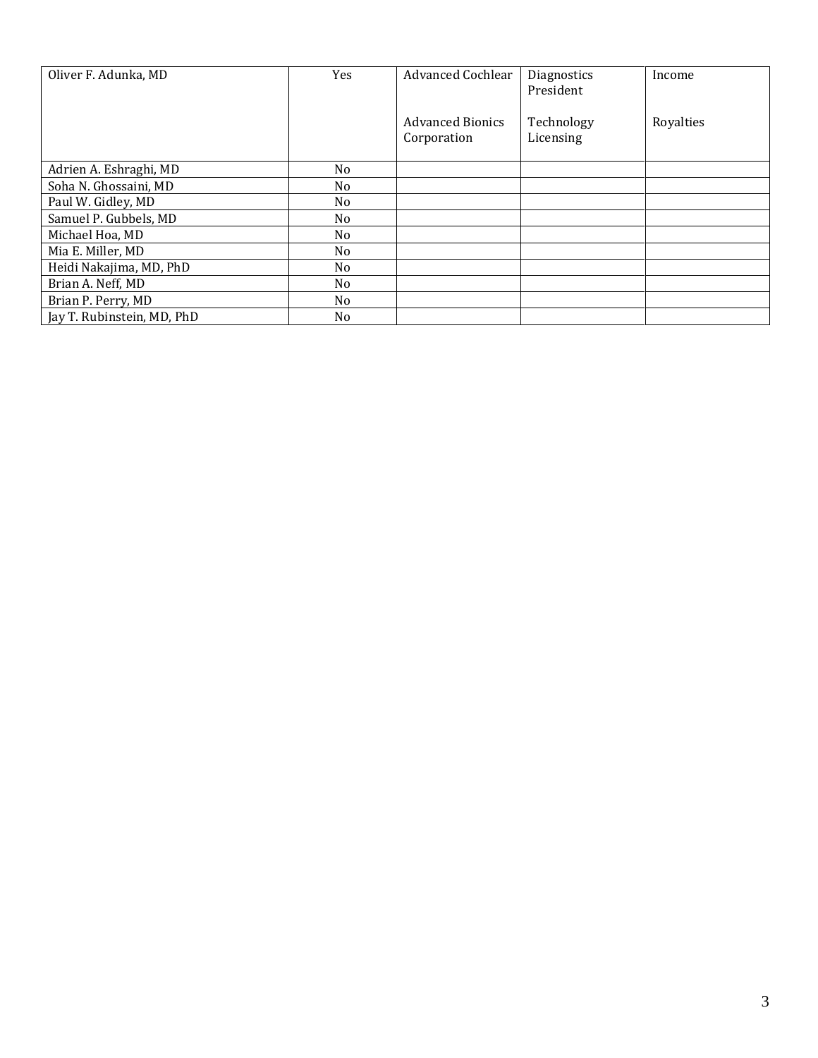| | | | | |
|---|---|---|---|---|
| Oliver F. Adunka, MD | Yes | Advanced Cochlear<br><br>Advanced Bionics Corporation | Diagnostics President<br><br>Technology Licensing | Income<br><br>Royalties |
| Adrien A. Eshraghi, MD | No | | | |
| Soha N. Ghossaini, MD | No | | | |
| Paul W. Gidley, MD | No | | | |
| Samuel P. Gubbels, MD | No | | | |
| Michael Hoa, MD | No | | | |
| Mia E. Miller, MD | No | | | |
| Heidi Nakajima, MD, PhD | No | | | |
| Brian A. Neff, MD | No | | | |
| Brian P. Perry, MD | No | | | |
| Jay T. Rubinstein, MD, PhD | No | | | |